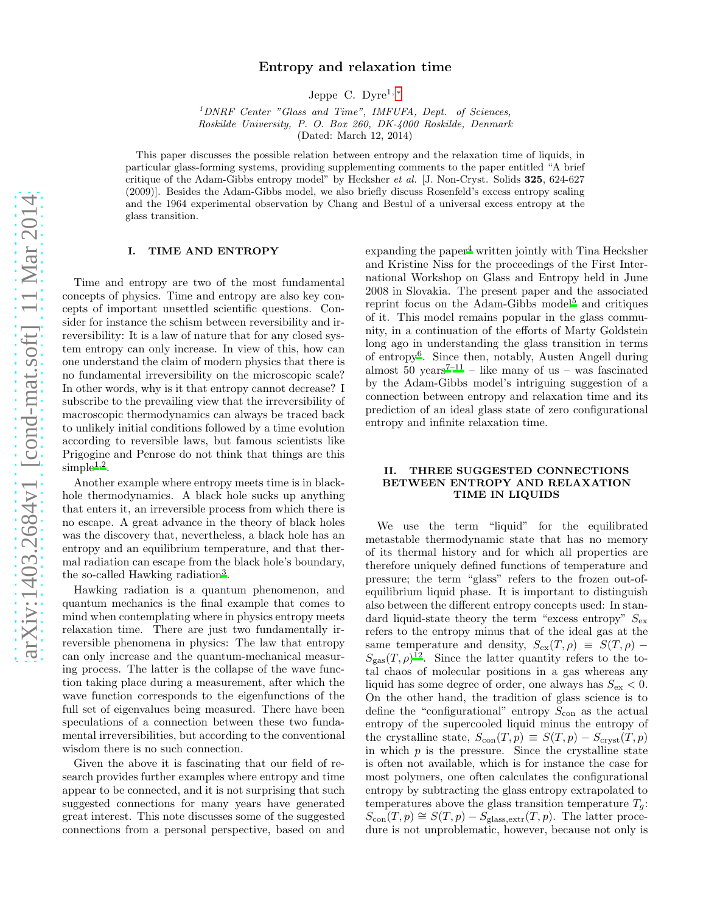# Entropy and relaxation time

Jeppe C. Dyre[1,*]

[1]*DNRF Center "Glass and Time", IMFUFA, Dept. of Sciences, Roskilde University, P. O. Box 260, DK-4000 Roskilde, Denmark*

(Dated: March 12, 2014)

This paper discusses the possible relation between entropy and the relaxation time of liquids, in particular glass-forming systems, providing supplementing comments to the paper entitled "A brief critique of the Adam-Gibbs entropy model" by Hecksher *et al.* [J. Non-Cryst. Solids **325**, 624-627 (2009)]. Besides the Adam-Gibbs model, we also briefly discuss Rosenfeld's excess entropy scaling and the 1964 experimental observation by Chang and Bestul of a universal excess entropy at the glass transition.

## I. TIME AND ENTROPY

Time and entropy are two of the most fundamental concepts of physics. Time and entropy are also key concepts of important unsettled scientific questions. Consider for instance the schism between reversibility and irreversibility: It is a law of nature that for any closed system entropy can only increase. In view of this, how can one understand the claim of modern physics that there is no fundamental irreversibility on the microscopic scale? In other words, why is it that entropy cannot decrease? I subscribe to the prevailing view that the irreversibility of macroscopic thermodynamics can always be traced back to unlikely initial conditions followed by a time evolution according to reversible laws, but famous scientists like Prigogine and Penrose do not think that things are this simple[1,2].

Another example where entropy meets time is in black-hole thermodynamics. A black hole sucks up anything that enters it, an irreversible process from which there is no escape. A great advance in the theory of black holes was the discovery that, nevertheless, a black hole has an entropy and an equilibrium temperature, and that thermal radiation can escape from the black hole's boundary, the so-called Hawking radiation[3].

Hawking radiation is a quantum phenomenon, and quantum mechanics is the final example that comes to mind when contemplating where in physics entropy meets relaxation time. There are just two fundamentally irreversible phenomena in physics: The law that entropy can only increase and the quantum-mechanical measuring process. The latter is the collapse of the wave function taking place during a measurement, after which the wave function corresponds to the eigenfunctions of the full set of eigenvalues being measured. There have been speculations of a connection between these two fundamental irreversibilities, but according to the conventional wisdom there is no such connection.

Given the above it is fascinating that our field of research provides further examples where entropy and time appear to be connected, and it is not surprising that such suggested connections for many years have generated great interest. This note discusses some of the suggested connections from a personal perspective, based on and expanding the paper[4] written jointly with Tina Hecksher and Kristine Niss for the proceedings of the First International Workshop on Glass and Entropy held in June 2008 in Slovakia. The present paper and the associated reprint focus on the Adam-Gibbs model[5] and critiques of it. This model remains popular in the glass community, in a continuation of the efforts of Marty Goldstein long ago in understanding the glass transition in terms of entropy[6]. Since then, notably, Austen Angell during almost 50 years[7–11] – like many of us – was fascinated by the Adam-Gibbs model's intriguing suggestion of a connection between entropy and relaxation time and its prediction of an ideal glass state of zero configurational entropy and infinite relaxation time.

## II. THREE SUGGESTED CONNECTIONS BETWEEN ENTROPY AND RELAXATION TIME IN LIQUIDS

We use the term "liquid" for the equilibrated metastable thermodynamic state that has no memory of its thermal history and for which all properties are therefore uniquely defined functions of temperature and pressure; the term "glass" refers to the frozen out-of-equilibrium liquid phase. It is important to distinguish also between the different entropy concepts used: In standard liquid-state theory the term "excess entropy" $S_{\rm ex}$ refers to the entropy minus that of the ideal gas at the same temperature and density, $S_{\rm ex}(T,\rho) \equiv S(T,\rho) - S_{\rm gas}(T,\rho)$[12]. Since the latter quantity refers to the total chaos of molecular positions in a gas whereas any liquid has some degree of order, one always has $S_{\rm ex} < 0$. On the other hand, the tradition of glass science is to define the "configurational" entropy $S_{\rm con}$ as the actual entropy of the supercooled liquid minus the entropy of the crystalline state, $S_{\rm con}(T,p) \equiv S(T,p) - S_{\rm cryst}(T,p)$ in which $p$ is the pressure. Since the crystalline state is often not available, which is for instance the case for most polymers, one often calculates the configurational entropy by subtracting the glass entropy extrapolated to temperatures above the glass transition temperature $T_g$: $S_{\rm con}(T,p) \cong S(T,p) - S_{\rm glass,extr}(T,p)$. The latter procedure is not unproblematic, however, because not only is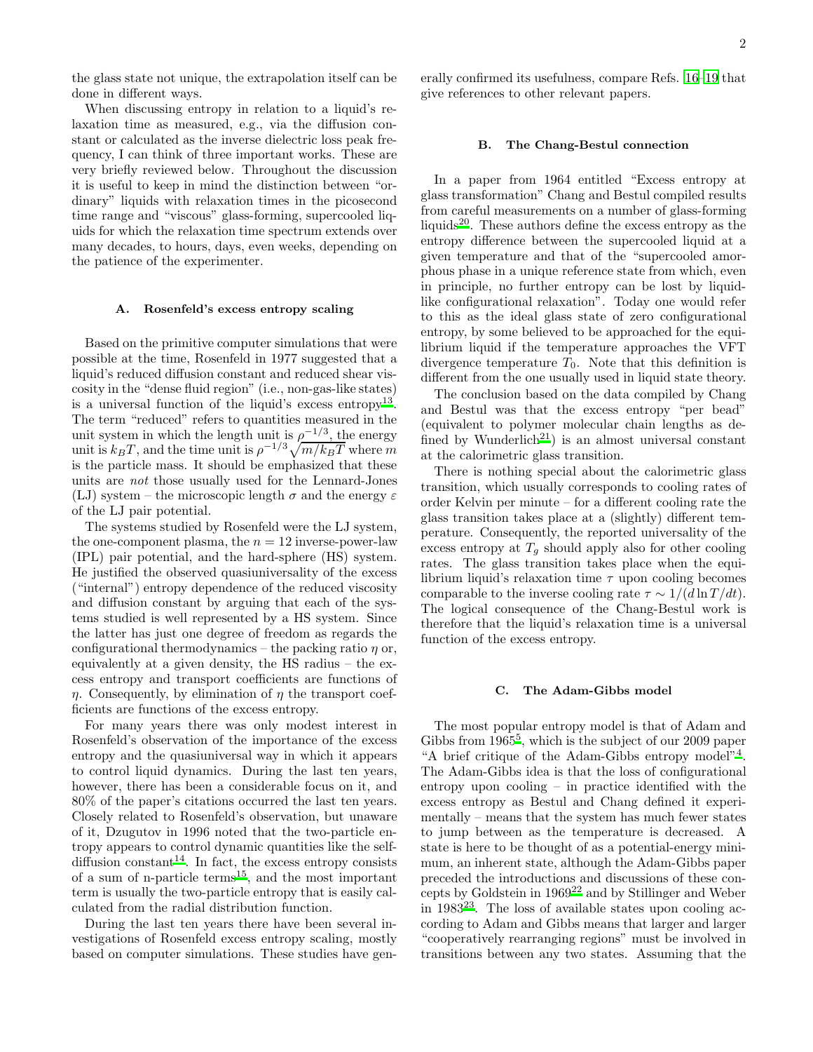the glass state not unique, the extrapolation itself can be done in different ways.

When discussing entropy in relation to a liquid's relaxation time as measured, e.g., via the diffusion constant or calculated as the inverse dielectric loss peak frequency, I can think of three important works. These are very briefly reviewed below. Throughout the discussion it is useful to keep in mind the distinction between "ordinary" liquids with relaxation times in the picosecond time range and "viscous" glass-forming, supercooled liquids for which the relaxation time spectrum extends over many decades, to hours, days, even weeks, depending on the patience of the experimenter.

### A. Rosenfeld's excess entropy scaling

Based on the primitive computer simulations that were possible at the time, Rosenfeld in 1977 suggested that a liquid's reduced diffusion constant and reduced shear viscosity in the "dense fluid region" (i.e., non-gas-like states) is a universal function of the liquid's excess entropy[13]. The term "reduced" refers to quantities measured in the unit system in which the length unit is $\rho^{-1/3}$, the energy unit is $k_BT$, and the time unit is $\rho^{-1/3}\sqrt{m/k_BT}$ where $m$ is the particle mass. It should be emphasized that these units are *not* those usually used for the Lennard-Jones (LJ) system – the microscopic length $\sigma$ and the energy $\varepsilon$ of the LJ pair potential.

The systems studied by Rosenfeld were the LJ system, the one-component plasma, the $n = 12$ inverse-power-law (IPL) pair potential, and the hard-sphere (HS) system. He justified the observed quasiuniversality of the excess ("internal") entropy dependence of the reduced viscosity and diffusion constant by arguing that each of the systems studied is well represented by a HS system. Since the latter has just one degree of freedom as regards the configurational thermodynamics – the packing ratio $\eta$ or, equivalently at a given density, the HS radius – the excess entropy and transport coefficients are functions of $\eta$. Consequently, by elimination of $\eta$ the transport coefficients are functions of the excess entropy.

For many years there was only modest interest in Rosenfeld's observation of the importance of the excess entropy and the quasiuniversal way in which it appears to control liquid dynamics. During the last ten years, however, there has been a considerable focus on it, and 80% of the paper's citations occurred the last ten years. Closely related to Rosenfeld's observation, but unaware of it, Dzugutov in 1996 noted that the two-particle entropy appears to control dynamic quantities like the self-diffusion constant[14]. In fact, the excess entropy consists of a sum of n-particle terms[15], and the most important term is usually the two-particle entropy that is easily calculated from the radial distribution function.

During the last ten years there have been several investigations of Rosenfeld excess entropy scaling, mostly based on computer simulations. These studies have generally confirmed its usefulness, compare Refs. [16–19] that give references to other relevant papers.

### B. The Chang-Bestul connection

In a paper from 1964 entitled "Excess entropy at glass transformation" Chang and Bestul compiled results from careful measurements on a number of glass-forming liquids[20]. These authors define the excess entropy as the entropy difference between the supercooled liquid at a given temperature and that of the "supercooled amorphous phase in a unique reference state from which, even in principle, no further entropy can be lost by liquid-like configurational relaxation". Today one would refer to this as the ideal glass state of zero configurational entropy, by some believed to be approached for the equilibrium liquid if the temperature approaches the VFT divergence temperature $T_0$. Note that this definition is different from the one usually used in liquid state theory.

The conclusion based on the data compiled by Chang and Bestul was that the excess entropy "per bead" (equivalent to polymer molecular chain lengths as defined by Wunderlich[21]) is an almost universal constant at the calorimetric glass transition.

There is nothing special about the calorimetric glass transition, which usually corresponds to cooling rates of order Kelvin per minute – for a different cooling rate the glass transition takes place at a (slightly) different temperature. Consequently, the reported universality of the excess entropy at $T_g$ should apply also for other cooling rates. The glass transition takes place when the equilibrium liquid's relaxation time $\tau$ upon cooling becomes comparable to the inverse cooling rate $\tau \sim 1/(d\ln T/dt)$. The logical consequence of the Chang-Bestul work is therefore that the liquid's relaxation time is a universal function of the excess entropy.

### C. The Adam-Gibbs model

The most popular entropy model is that of Adam and Gibbs from 1965[5], which is the subject of our 2009 paper "A brief critique of the Adam-Gibbs entropy model"[4]. The Adam-Gibbs idea is that the loss of configurational entropy upon cooling – in practice identified with the excess entropy as Bestul and Chang defined it experimentally – means that the system has much fewer states to jump between as the temperature is decreased. A state is here to be thought of as a potential-energy minimum, an inherent state, although the Adam-Gibbs paper preceded the introductions and discussions of these concepts by Goldstein in 1969[22] and by Stillinger and Weber in 1983[23]. The loss of available states upon cooling according to Adam and Gibbs means that larger and larger "cooperatively rearranging regions" must be involved in transitions between any two states. Assuming that the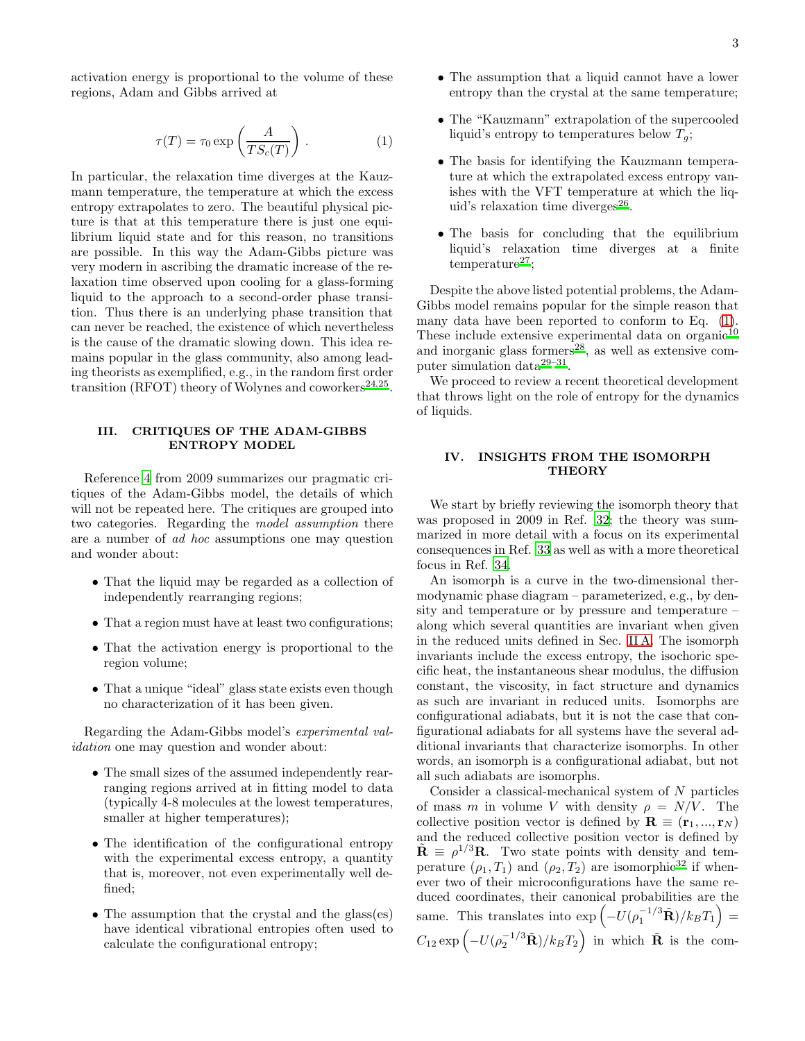activation energy is proportional to the volume of these regions, Adam and Gibbs arrived at

$$\tau(T) = \tau_0 \exp\left(\frac{A}{TS_c(T)}\right) . \tag{1}$$

In particular, the relaxation time diverges at the Kauzmann temperature, the temperature at which the excess entropy extrapolates to zero. The beautiful physical picture is that at this temperature there is just one equilibrium liquid state and for this reason, no transitions are possible. In this way the Adam-Gibbs picture was very modern in ascribing the dramatic increase of the relaxation time observed upon cooling for a glass-forming liquid to the approach to a second-order phase transition. Thus there is an underlying phase transition that can never be reached, the existence of which nevertheless is the cause of the dramatic slowing down. This idea remains popular in the glass community, also among leading theorists as exemplified, e.g., in the random first order transition (RFOT) theory of Wolynes and coworkers[24,25].

## III. CRITIQUES OF THE ADAM-GIBBS ENTROPY MODEL

Reference 4 from 2009 summarizes our pragmatic critiques of the Adam-Gibbs model, the details of which will not be repeated here. The critiques are grouped into two categories. Regarding the *model assumption* there are a number of *ad hoc* assumptions one may question and wonder about:

- That the liquid may be regarded as a collection of independently rearranging regions;
- That a region must have at least two configurations;
- That the activation energy is proportional to the region volume;
- That a unique "ideal" glass state exists even though no characterization of it has been given.

Regarding the Adam-Gibbs model's *experimental validation* one may question and wonder about:

- The small sizes of the assumed independently rearranging regions arrived at in fitting model to data (typically 4-8 molecules at the lowest temperatures, smaller at higher temperatures);
- The identification of the configurational entropy with the experimental excess entropy, a quantity that is, moreover, not even experimentally well defined;
- The assumption that the crystal and the glass(es) have identical vibrational entropies often used to calculate the configurational entropy;
- The assumption that a liquid cannot have a lower entropy than the crystal at the same temperature;
- The "Kauzmann" extrapolation of the supercooled liquid's entropy to temperatures below $T_g$;
- The basis for identifying the Kauzmann temperature at which the extrapolated excess entropy vanishes with the VFT temperature at which the liquid's relaxation time diverges[26].
- The basis for concluding that the equilibrium liquid's relaxation time diverges at a finite temperature[27];

Despite the above listed potential problems, the Adam-Gibbs model remains popular for the simple reason that many data have been reported to conform to Eq. (1). These include extensive experimental data on organic[10] and inorganic glass formers[28], as well as extensive computer simulation data[29–31].

We proceed to review a recent theoretical development that throws light on the role of entropy for the dynamics of liquids.

## IV. INSIGHTS FROM THE ISOMORPH THEORY

We start by briefly reviewing the isomorph theory that was proposed in 2009 in Ref. 32; the theory was summarized in more detail with a focus on its experimental consequences in Ref. 33 as well as with a more theoretical focus in Ref. 34.

An isomorph is a curve in the two-dimensional thermodynamic phase diagram – parameterized, e.g., by density and temperature or by pressure and temperature – along which several quantities are invariant when given in the reduced units defined in Sec. II A. The isomorph invariants include the excess entropy, the isochoric specific heat, the instantaneous shear modulus, the diffusion constant, the viscosity, in fact structure and dynamics as such are invariant in reduced units. Isomorphs are configurational adiabats, but it is not the case that configurational adiabats for all systems have the several additional invariants that characterize isomorphs. In other words, an isomorph is a configurational adiabat, but not all such adiabats are isomorphs.

Consider a classical-mechanical system of $N$ particles of mass $m$ in volume $V$ with density $\rho = N/V$. The collective position vector is defined by $\mathbf{R} \equiv (\mathbf{r}_1, ..., \mathbf{r}_N)$ and the reduced collective position vector is defined by $\tilde{\mathbf{R}} \equiv \rho^{1/3}\mathbf{R}$. Two state points with density and temperature $(\rho_1, T_1)$ and $(\rho_2, T_2)$ are isomorphic[32] if whenever two of their microconfigurations have the same reduced coordinates, their canonical probabilities are the same. This translates into $\exp\left(-U(\rho_1^{-1/3}\tilde{\mathbf{R}})/k_BT_1\right) = C_{12}\exp\left(-U(\rho_2^{-1/3}\tilde{\mathbf{R}})/k_BT_2\right)$ in which $\tilde{\mathbf{R}}$ is the com-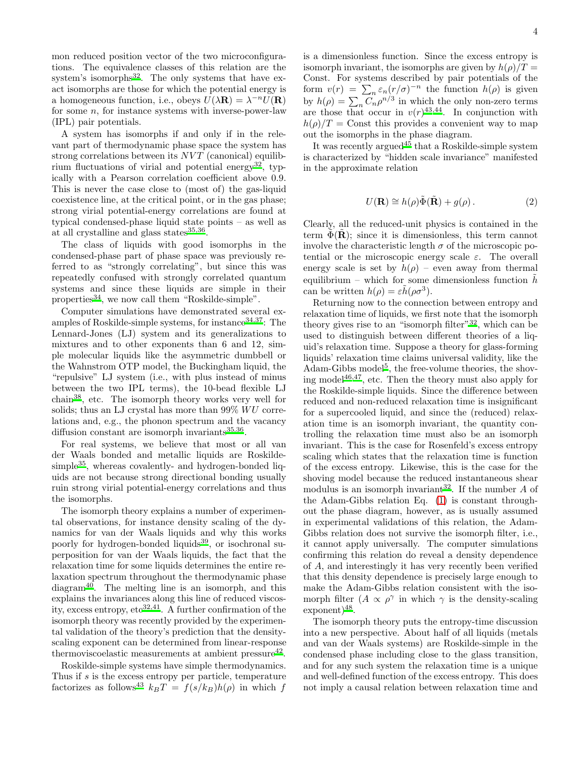mon reduced position vector of the two microconfigurations. The equivalence classes of this relation are the system's isomorphs[32]. The only systems that have exact isomorphs are those for which the potential energy is a homogeneous function, i.e., obeys $U(\lambda\mathbf{R}) = \lambda^{-n}U(\mathbf{R})$ for some $n$, for instance systems with inverse-power-law (IPL) pair potentials.

A system has isomorphs if and only if in the relevant part of thermodynamic phase space the system has strong correlations between its $NVT$ (canonical) equilibrium fluctuations of virial and potential energy[32], typically with a Pearson correlation coefficient above 0.9. This is never the case close to (most of) the gas-liquid coexistence line, at the critical point, or in the gas phase; strong virial potential-energy correlations are found at typical condensed-phase liquid state points – as well as at all crystalline and glass states[35,36].

The class of liquids with good isomorphs in the condensed-phase part of phase space was previously referred to as "strongly correlating", but since this was repeatedly confused with strongly correlated quantum systems and since these liquids are simple in their properties[34], we now call them "Roskilde-simple".

Computer simulations have demonstrated several examples of Roskilde-simple systems, for instance[34,37]: The Lennard-Jones (LJ) system and its generalizations to mixtures and to other exponents than 6 and 12, simple molecular liquids like the asymmetric dumbbell or the Wahnstrom OTP model, the Buckingham liquid, the "repulsive" LJ system (i.e., with plus instead of minus between the two IPL terms), the 10-bead flexible LJ chain[38], etc. The isomorph theory works very well for solids; thus an LJ crystal has more than 99% $WU$ correlations and, e.g., the phonon spectrum and the vacancy diffusion constant are isomorph invariants[35,36].

For real systems, we believe that most or all van der Waals bonded and metallic liquids are Roskilde-simple[35], whereas covalently- and hydrogen-bonded liquids are not because strong directional bonding usually ruin strong virial potential-energy correlations and thus the isomorphs.

The isomorph theory explains a number of experimental observations, for instance density scaling of the dynamics for van der Waals liquids and why this works poorly for hydrogen-bonded liquids[39], or isochronal superposition for van der Waals liquids, the fact that the relaxation time for some liquids determines the entire relaxation spectrum throughout the thermodynamic phase diagram[40]. The melting line is an isomorph, and this explains the invariances along this line of reduced viscosity, excess entropy, etc[32,41]. A further confirmation of the isomorph theory was recently provided by the experimental validation of the theory's prediction that the density-scaling exponent can be determined from linear-response thermoviscoelastic measurements at ambient pressure[42].

Roskilde-simple systems have simple thermodynamics. Thus if $s$ is the excess entropy per particle, temperature factorizes as follows[43] $k_BT = f(s/k_B)h(\rho)$ in which $f$ is a dimensionless function. Since the excess entropy is isomorph invariant, the isomorphs are given by $h(\rho)/T =$ Const. For systems described by pair potentials of the form $v(r) = \sum_n \varepsilon_n (r/\sigma)^{-n}$ the function $h(\rho)$ is given by $h(\rho) = \sum_n C_n \rho^{n/3}$ in which the only non-zero terms are those that occur in $v(r)$[43,44]. In conjunction with $h(\rho)/T =$ Const this provides a convenient way to map out the isomorphs in the phase diagram.

It was recently argued[45] that a Roskilde-simple system is characterized by "hidden scale invariance" manifested in the approximate relation

$$U(\mathbf{R}) \cong h(\rho)\tilde{\Phi}(\tilde{\mathbf{R}}) + g(\rho)\,. \tag{2}$$

Clearly, all the reduced-unit physics is contained in the term $\tilde{\Phi}(\tilde{\mathbf{R}})$; since it is dimensionless, this term cannot involve the characteristic length $\sigma$ of the microscopic potential or the microscopic energy scale $\varepsilon$. The overall energy scale is set by $h(\rho)$ – even away from thermal equilibrium – which for some dimensionless function $\tilde{h}$ can be written $h(\rho) = \varepsilon\tilde{h}(\rho\sigma^3)$.

Returning now to the connection between entropy and relaxation time of liquids, we first note that the isomorph theory gives rise to an "isomorph filter"[32], which can be used to distinguish between different theories of a liquid's relaxation time. Suppose a theory for glass-forming liquids' relaxation time claims universal validity, like the Adam-Gibbs model[5], the free-volume theories, the shoving model[46,47], etc. Then the theory must also apply for the Roskilde-simple liquids. Since the difference between reduced and non-reduced relaxation time is insignificant for a supercooled liquid, and since the (reduced) relaxation time is an isomorph invariant, the quantity controlling the relaxation time must also be an isomorph invariant. This is the case for Rosenfeld's excess entropy scaling which states that the relaxation time is function of the excess entropy. Likewise, this is the case for the shoving model because the reduced instantaneous shear modulus is an isomorph invariant[32]. If the number $A$ of the Adam-Gibbs relation Eq. (1) is constant throughout the phase diagram, however, as is usually assumed in experimental validations of this relation, the Adam-Gibbs relation does not survive the isomorph filter, i.e., it cannot apply universally. The computer simulations confirming this relation do reveal a density dependence of $A$, and interestingly it has very recently been verified that this density dependence is precisely large enough to make the Adam-Gibbs relation consistent with the isomorph filter ($A \propto \rho^{\gamma}$ in which $\gamma$ is the density-scaling exponent)[48].

The isomorph theory puts the entropy-time discussion into a new perspective. About half of all liquids (metals and van der Waals systems) are Roskilde-simple in the condensed phase including close to the glass transition, and for any such system the relaxation time is a unique and well-defined function of the excess entropy. This does not imply a causal relation between relaxation time and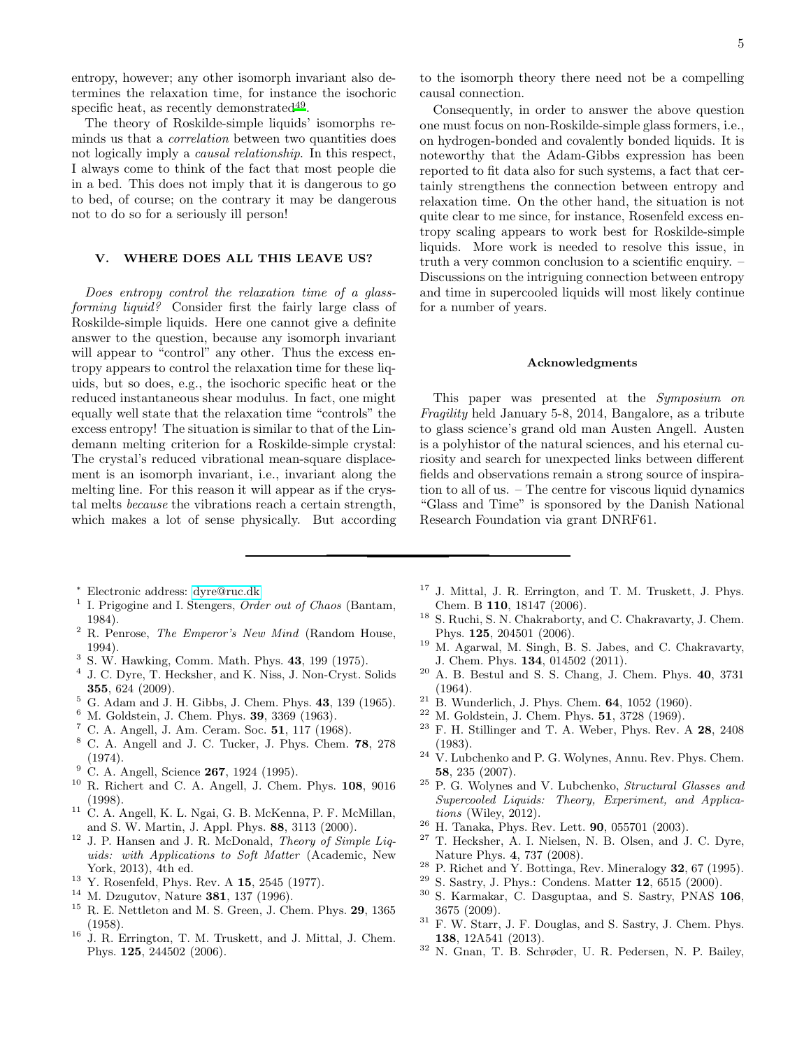entropy, however; any other isomorph invariant also determines the relaxation time, for instance the isochoric specific heat, as recently demonstrated[49].

The theory of Roskilde-simple liquids' isomorphs reminds us that a *correlation* between two quantities does not logically imply a *causal relationship*. In this respect, I always come to think of the fact that most people die in a bed. This does not imply that it is dangerous to go to bed, of course; on the contrary it may be dangerous not to do so for a seriously ill person!

## V. WHERE DOES ALL THIS LEAVE US?

*Does entropy control the relaxation time of a glass-forming liquid?* Consider first the fairly large class of Roskilde-simple liquids. Here one cannot give a definite answer to the question, because any isomorph invariant will appear to "control" any other. Thus the excess entropy appears to control the relaxation time for these liquids, but so does, e.g., the isochoric specific heat or the reduced instantaneous shear modulus. In fact, one might equally well state that the relaxation time "controls" the excess entropy! The situation is similar to that of the Lindemann melting criterion for a Roskilde-simple crystal: The crystal's reduced vibrational mean-square displacement is an isomorph invariant, i.e., invariant along the melting line. For this reason it will appear as if the crystal melts *because* the vibrations reach a certain strength, which makes a lot of sense physically. But according to the isomorph theory there need not be a compelling causal connection.

Consequently, in order to answer the above question one must focus on non-Roskilde-simple glass formers, i.e., on hydrogen-bonded and covalently bonded liquids. It is noteworthy that the Adam-Gibbs expression has been reported to fit data also for such systems, a fact that certainly strengthens the connection between entropy and relaxation time. On the other hand, the situation is not quite clear to me since, for instance, Rosenfeld excess entropy scaling appears to work best for Roskilde-simple liquids. More work is needed to resolve this issue, in truth a very common conclusion to a scientific enquiry. – Discussions on the intriguing connection between entropy and time in supercooled liquids will most likely continue for a number of years.

### Acknowledgments

This paper was presented at the *Symposium on Fragility* held January 5-8, 2014, Bangalore, as a tribute to glass science's grand old man Austen Angell. Austen is a polyhistor of the natural sciences, and his eternal curiosity and search for unexpected links between different fields and observations remain a strong source of inspiration to all of us. – The centre for viscous liquid dynamics "Glass and Time" is sponsored by the Danish National Research Foundation via grant DNRF61.

---

* Electronic address: dyre@ruc.dk
[1] I. Prigogine and I. Stengers, *Order out of Chaos* (Bantam, 1984).
[2] R. Penrose, *The Emperor's New Mind* (Random House, 1994).
[3] S. W. Hawking, Comm. Math. Phys. **43**, 199 (1975).
[4] J. C. Dyre, T. Hecksher, and K. Niss, J. Non-Cryst. Solids **355**, 624 (2009).
[5] G. Adam and J. H. Gibbs, J. Chem. Phys. **43**, 139 (1965).
[6] M. Goldstein, J. Chem. Phys. **39**, 3369 (1963).
[7] C. A. Angell, J. Am. Ceram. Soc. **51**, 117 (1968).
[8] C. A. Angell and J. C. Tucker, J. Phys. Chem. **78**, 278 (1974).
[9] C. A. Angell, Science **267**, 1924 (1995).
[10] R. Richert and C. A. Angell, J. Chem. Phys. **108**, 9016 (1998).
[11] C. A. Angell, K. L. Ngai, G. B. McKenna, P. F. McMillan, and S. W. Martin, J. Appl. Phys. **88**, 3113 (2000).
[12] J. P. Hansen and J. R. McDonald, *Theory of Simple Liquids: with Applications to Soft Matter* (Academic, New York, 2013), 4th ed.
[13] Y. Rosenfeld, Phys. Rev. A **15**, 2545 (1977).
[14] M. Dzugutov, Nature **381**, 137 (1996).
[15] R. E. Nettleton and M. S. Green, J. Chem. Phys. **29**, 1365 (1958).
[16] J. R. Errington, T. M. Truskett, and J. Mittal, J. Chem. Phys. **125**, 244502 (2006).
[17] J. Mittal, J. R. Errington, and T. M. Truskett, J. Phys. Chem. B **110**, 18147 (2006).
[18] S. Ruchi, S. N. Chakraborty, and C. Chakravarty, J. Chem. Phys. **125**, 204501 (2006).
[19] M. Agarwal, M. Singh, B. S. Jabes, and C. Chakravarty, J. Chem. Phys. **134**, 014502 (2011).
[20] A. B. Bestul and S. S. Chang, J. Chem. Phys. **40**, 3731 (1964).
[21] B. Wunderlich, J. Phys. Chem. **64**, 1052 (1960).
[22] M. Goldstein, J. Chem. Phys. **51**, 3728 (1969).
[23] F. H. Stillinger and T. A. Weber, Phys. Rev. A **28**, 2408 (1983).
[24] V. Lubchenko and P. G. Wolynes, Annu. Rev. Phys. Chem. **58**, 235 (2007).
[25] P. G. Wolynes and V. Lubchenko, *Structural Glasses and Supercooled Liquids: Theory, Experiment, and Applications* (Wiley, 2012).
[26] H. Tanaka, Phys. Rev. Lett. **90**, 055701 (2003).
[27] T. Hecksher, A. I. Nielsen, N. B. Olsen, and J. C. Dyre, Nature Phys. **4**, 737 (2008).
[28] P. Richet and Y. Bottinga, Rev. Mineralogy **32**, 67 (1995).
[29] S. Sastry, J. Phys.: Condens. Matter **12**, 6515 (2000).
[30] S. Karmakar, C. Dasguptaa, and S. Sastry, PNAS **106**, 3675 (2009).
[31] F. W. Starr, J. F. Douglas, and S. Sastry, J. Chem. Phys. **138**, 12A541 (2013).
[32] N. Gnan, T. B. Schrøder, U. R. Pedersen, N. P. Bailey,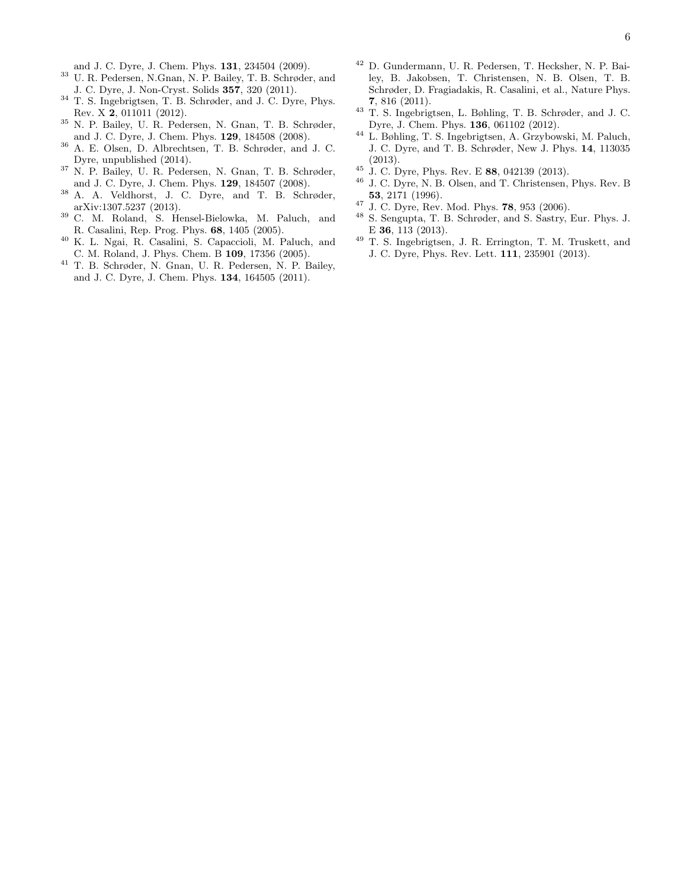and J. C. Dyre, J. Chem. Phys. **131**, 234504 (2009).

[33] U. R. Pedersen, N.Gnan, N. P. Bailey, T. B. Schrøder, and J. C. Dyre, J. Non-Cryst. Solids **357**, 320 (2011).

[34] T. S. Ingebrigtsen, T. B. Schrøder, and J. C. Dyre, Phys. Rev. X **2**, 011011 (2012).

[35] N. P. Bailey, U. R. Pedersen, N. Gnan, T. B. Schrøder, and J. C. Dyre, J. Chem. Phys. **129**, 184508 (2008).

[36] A. E. Olsen, D. Albrechtsen, T. B. Schrøder, and J. C. Dyre, unpublished (2014).

[37] N. P. Bailey, U. R. Pedersen, N. Gnan, T. B. Schrøder, and J. C. Dyre, J. Chem. Phys. **129**, 184507 (2008).

[38] A. A. Veldhorst, J. C. Dyre, and T. B. Schrøder, arXiv:1307.5237 (2013).

[39] C. M. Roland, S. Hensel-Bielowka, M. Paluch, and R. Casalini, Rep. Prog. Phys. **68**, 1405 (2005).

[40] K. L. Ngai, R. Casalini, S. Capaccioli, M. Paluch, and C. M. Roland, J. Phys. Chem. B **109**, 17356 (2005).

[41] T. B. Schrøder, N. Gnan, U. R. Pedersen, N. P. Bailey, and J. C. Dyre, J. Chem. Phys. **134**, 164505 (2011).

[42] D. Gundermann, U. R. Pedersen, T. Hecksher, N. P. Bailey, B. Jakobsen, T. Christensen, N. B. Olsen, T. B. Schrøder, D. Fragiadakis, R. Casalini, et al., Nature Phys. **7**, 816 (2011).

[43] T. S. Ingebrigtsen, L. Bøhling, T. B. Schrøder, and J. C. Dyre, J. Chem. Phys. **136**, 061102 (2012).

[44] L. Bøhling, T. S. Ingebrigtsen, A. Grzybowski, M. Paluch, J. C. Dyre, and T. B. Schrøder, New J. Phys. **14**, 113035 (2013).

[45] J. C. Dyre, Phys. Rev. E **88**, 042139 (2013).

[46] J. C. Dyre, N. B. Olsen, and T. Christensen, Phys. Rev. B **53**, 2171 (1996).

[47] J. C. Dyre, Rev. Mod. Phys. **78**, 953 (2006).

[48] S. Sengupta, T. B. Schrøder, and S. Sastry, Eur. Phys. J. E **36**, 113 (2013).

[49] T. S. Ingebrigtsen, J. R. Errington, T. M. Truskett, and J. C. Dyre, Phys. Rev. Lett. **111**, 235901 (2013).